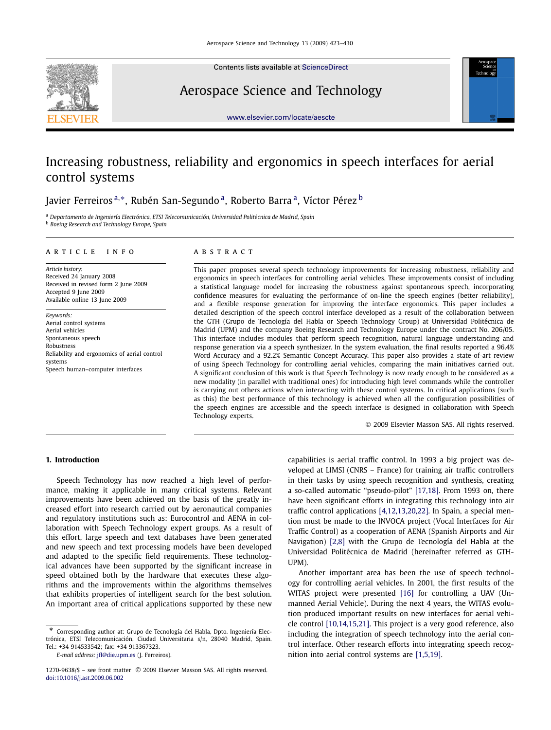# Increasing robustness, reliability and ergonomics in speech interfaces for aerial control systems

Javier Ferreiros [a,*], Rubén San-Segundo [a], Roberto Barra [a], Víctor Pérez [b]

[a] *Departamento de Ingeniería Electrónica, ETSI Telecomunicación, Universidad Politécnica de Madrid, Spain*

[b] *Boeing Research and Technology Europe, Spain*

## ARTICLE INFO

*Article history:*
Received 24 January 2008
Received in revised form 2 June 2009
Accepted 9 June 2009
Available online 13 June 2009

*Keywords:*
Aerial control systems
Aerial vehicles
Spontaneous speech
Robustness
Reliability and ergonomics of aerial control systems
Speech human–computer interfaces

## ABSTRACT

This paper proposes several speech technology improvements for increasing robustness, reliability and ergonomics in speech interfaces for controlling aerial vehicles. These improvements consist of including a statistical language model for increasing the robustness against spontaneous speech, incorporating confidence measures for evaluating the performance of on-line the speech engines (better reliability), and a flexible response generation for improving the interface ergonomics. This paper includes a detailed description of the speech control interface developed as a result of the collaboration between the GTH (Grupo de Tecnología del Habla or Speech Technology Group) at Universidad Politécnica de Madrid (UPM) and the company Boeing Research and Technology Europe under the contract No. 206/05. This interface includes modules that perform speech recognition, natural language understanding and response generation via a speech synthesizer. In the system evaluation, the final results reported a 96.4% Word Accuracy and a 92.2% Semantic Concept Accuracy. This paper also provides a state-of-art review of using Speech Technology for controlling aerial vehicles, comparing the main initiatives carried out. A significant conclusion of this work is that Speech Technology is now ready enough to be considered as a new modality (in parallel with traditional ones) for introducing high level commands while the controller is carrying out others actions when interacting with these control systems. In critical applications (such as this) the best performance of this technology is achieved when all the configuration possibilities of the speech engines are accessible and the speech interface is designed in collaboration with Speech Technology experts.

© 2009 Elsevier Masson SAS. All rights reserved.

## 1. Introduction

Speech Technology has now reached a high level of performance, making it applicable in many critical systems. Relevant improvements have been achieved on the basis of the greatly increased effort into research carried out by aeronautical companies and regulatory institutions such as: Eurocontrol and AENA in collaboration with Speech Technology expert groups. As a result of this effort, large speech and text databases have been generated and new speech and text processing models have been developed and adapted to the specific field requirements. These technological advances have been supported by the significant increase in speed obtained both by the hardware that executes these algorithms and the improvements within the algorithms themselves that exhibits properties of intelligent search for the best solution. An important area of critical applications supported by these new capabilities is aerial traffic control. In 1993 a big project was developed at LIMSI (CNRS – France) for training air traffic controllers in their tasks by using speech recognition and synthesis, creating a so-called automatic "pseudo-pilot" [17,18]. From 1993 on, there have been significant efforts in integrating this technology into air traffic control applications [4,12,13,20,22]. In Spain, a special mention must be made to the INVOCA project (Vocal Interfaces for Air Traffic Control) as a cooperation of AENA (Spanish Airports and Air Navigation) [2,8] with the Grupo de Tecnología del Habla at the Universidad Politécnica de Madrid (hereinafter referred as GTH-UPM).

Another important area has been the use of speech technology for controlling aerial vehicles. In 2001, the first results of the WITAS project were presented [16] for controlling a UAV (Unmanned Aerial Vehicle). During the next 4 years, the WITAS evolution produced important results on new interfaces for aerial vehicle control [10,14,15,21]. This project is a very good reference, also including the integration of speech technology into the aerial control interface. Other research efforts into integrating speech recognition into aerial control systems are [1,5,19].

* Corresponding author at: Grupo de Tecnología del Habla, Dpto. Ingeniería Electrónica, ETSI Telecomunicación, Ciudad Universitaria s/n, 28040 Madrid, Spain. Tel.: +34 914533542; fax: +34 913367323.
*E-mail address:* jfl@die.upm.es (J. Ferreiros).

1270-9638/$ – see front matter © 2009 Elsevier Masson SAS. All rights reserved.
doi:10.1016/j.ast.2009.06.002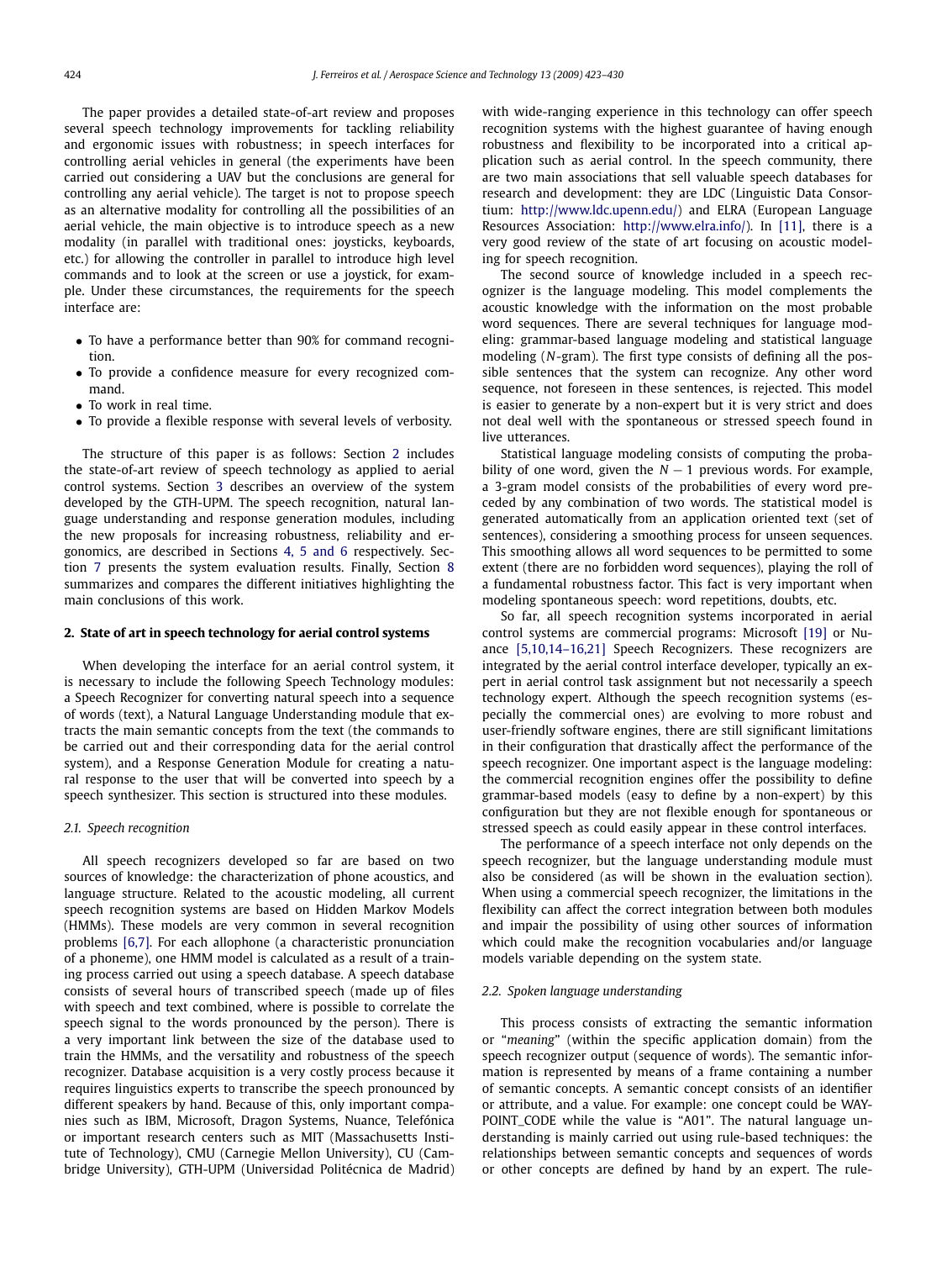The paper provides a detailed state-of-art review and proposes several speech technology improvements for tackling reliability and ergonomic issues with robustness; in speech interfaces for controlling aerial vehicles in general (the experiments have been carried out considering a UAV but the conclusions are general for controlling any aerial vehicle). The target is not to propose speech as an alternative modality for controlling all the possibilities of an aerial vehicle, the main objective is to introduce speech as a new modality (in parallel with traditional ones: joysticks, keyboards, etc.) for allowing the controller in parallel to introduce high level commands and to look at the screen or use a joystick, for example. Under these circumstances, the requirements for the speech interface are:

- To have a performance better than 90% for command recognition.
- To provide a confidence measure for every recognized command.
- To work in real time.
- To provide a flexible response with several levels of verbosity.

The structure of this paper is as follows: Section 2 includes the state-of-art review of speech technology as applied to aerial control systems. Section 3 describes an overview of the system developed by the GTH-UPM. The speech recognition, natural language understanding and response generation modules, including the new proposals for increasing robustness, reliability and ergonomics, are described in Sections 4, 5 and 6 respectively. Section 7 presents the system evaluation results. Finally, Section 8 summarizes and compares the different initiatives highlighting the main conclusions of this work.

## 2. State of art in speech technology for aerial control systems

When developing the interface for an aerial control system, it is necessary to include the following Speech Technology modules: a Speech Recognizer for converting natural speech into a sequence of words (text), a Natural Language Understanding module that extracts the main semantic concepts from the text (the commands to be carried out and their corresponding data for the aerial control system), and a Response Generation Module for creating a natural response to the user that will be converted into speech by a speech synthesizer. This section is structured into these modules.

### 2.1. Speech recognition

All speech recognizers developed so far are based on two sources of knowledge: the characterization of phone acoustics, and language structure. Related to the acoustic modeling, all current speech recognition systems are based on Hidden Markov Models (HMMs). These models are very common in several recognition problems [6,7]. For each allophone (a characteristic pronunciation of a phoneme), one HMM model is calculated as a result of a training process carried out using a speech database. A speech database consists of several hours of transcribed speech (made up of files with speech and text combined, where is possible to correlate the speech signal to the words pronounced by the person). There is a very important link between the size of the database used to train the HMMs, and the versatility and robustness of the speech recognizer. Database acquisition is a very costly process because it requires linguistics experts to transcribe the speech pronounced by different speakers by hand. Because of this, only important companies such as IBM, Microsoft, Dragon Systems, Nuance, Telefónica or important research centers such as MIT (Massachusetts Institute of Technology), CMU (Carnegie Mellon University), CU (Cambridge University), GTH-UPM (Universidad Politécnica de Madrid) with wide-ranging experience in this technology can offer speech recognition systems with the highest guarantee of having enough robustness and flexibility to be incorporated into a critical application such as aerial control. In the speech community, there are two main associations that sell valuable speech databases for research and development: they are LDC (Linguistic Data Consortium: http://www.ldc.upenn.edu/) and ELRA (European Language Resources Association: http://www.elra.info/). In [11], there is a very good review of the state of art focusing on acoustic modeling for speech recognition.

The second source of knowledge included in a speech recognizer is the language modeling. This model complements the acoustic knowledge with the information on the most probable word sequences. There are several techniques for language modeling: grammar-based language modeling and statistical language modeling ($N$-gram). The first type consists of defining all the possible sentences that the system can recognize. Any other word sequence, not foreseen in these sentences, is rejected. This model is easier to generate by a non-expert but it is very strict and does not deal well with the spontaneous or stressed speech found in live utterances.

Statistical language modeling consists of computing the probability of one word, given the $N-1$ previous words. For example, a 3-gram model consists of the probabilities of every word preceded by any combination of two words. The statistical model is generated automatically from an application oriented text (set of sentences), considering a smoothing process for unseen sequences. This smoothing allows all word sequences to be permitted to some extent (there are no forbidden word sequences), playing the roll of a fundamental robustness factor. This fact is very important when modeling spontaneous speech: word repetitions, doubts, etc.

So far, all speech recognition systems incorporated in aerial control systems are commercial programs: Microsoft [19] or Nuance [5,10,14–16,21] Speech Recognizers. These recognizers are integrated by the aerial control interface developer, typically an expert in aerial control task assignment but not necessarily a speech technology expert. Although the speech recognition systems (especially the commercial ones) are evolving to more robust and user-friendly software engines, there are still significant limitations in their configuration that drastically affect the performance of the speech recognizer. One important aspect is the language modeling: the commercial recognition engines offer the possibility to define grammar-based models (easy to define by a non-expert) by this configuration but they are not flexible enough for spontaneous or stressed speech as could easily appear in these control interfaces.

The performance of a speech interface not only depends on the speech recognizer, but the language understanding module must also be considered (as will be shown in the evaluation section). When using a commercial speech recognizer, the limitations in the flexibility can affect the correct integration between both modules and impair the possibility of using other sources of information which could make the recognition vocabularies and/or language models variable depending on the system state.

### 2.2. Spoken language understanding

This process consists of extracting the semantic information or "*meaning*" (within the specific application domain) from the speech recognizer output (sequence of words). The semantic information is represented by means of a frame containing a number of semantic concepts. A semantic concept consists of an identifier or attribute, and a value. For example: one concept could be WAYPOINT_CODE while the value is "A01". The natural language understanding is mainly carried out using rule-based techniques: the relationships between semantic concepts and sequences of words or other concepts are defined by hand by an expert. The rule-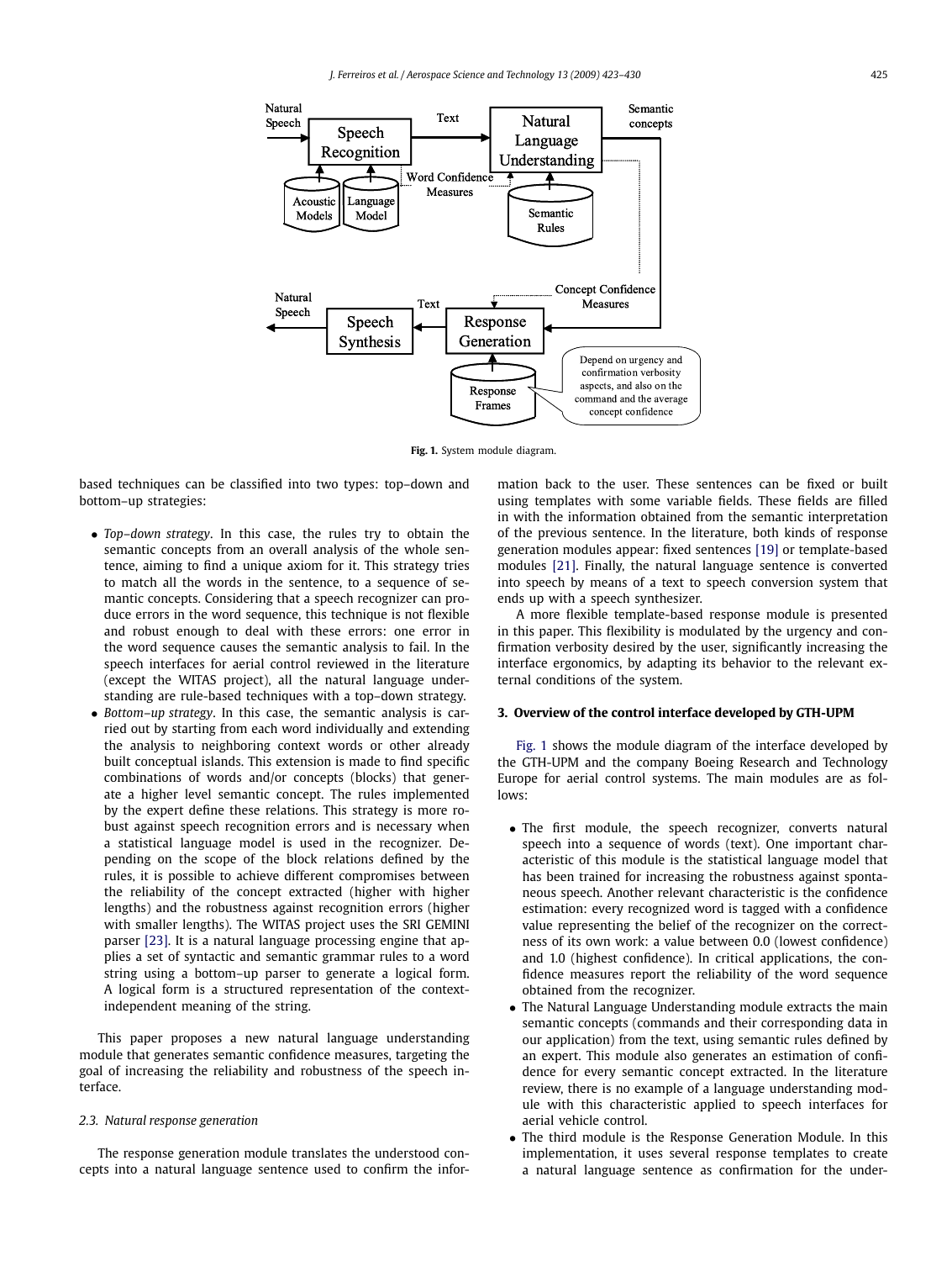Natural Speech

Speech Recognition

Acoustic Models

Language Model

Text

Word Confidence Measures

Natural Language Understanding

Semantic Rules

Semantic concepts

Concept Confidence Measures

Natural Speech

Speech Synthesis

Text

Response Generation

Response Frames

Depend on urgency and confirmation verbosity aspects, and also on the command and the average concept confidence

**Fig. 1.** System module diagram.

based techniques can be classified into two types: top–down and bottom–up strategies:

- *Top–down strategy*. In this case, the rules try to obtain the semantic concepts from an overall analysis of the whole sentence, aiming to find a unique axiom for it. This strategy tries to match all the words in the sentence, to a sequence of semantic concepts. Considering that a speech recognizer can produce errors in the word sequence, this technique is not flexible and robust enough to deal with these errors: one error in the word sequence causes the semantic analysis to fail. In the speech interfaces for aerial control reviewed in the literature (except the WITAS project), all the natural language understanding are rule-based techniques with a top–down strategy.
- *Bottom–up strategy*. In this case, the semantic analysis is carried out by starting from each word individually and extending the analysis to neighboring context words or other already built conceptual islands. This extension is made to find specific combinations of words and/or concepts (blocks) that generate a higher level semantic concept. The rules implemented by the expert define these relations. This strategy is more robust against speech recognition errors and is necessary when a statistical language model is used in the recognizer. Depending on the scope of the block relations defined by the rules, it is possible to achieve different compromises between the reliability of the concept extracted (higher with higher lengths) and the robustness against recognition errors (higher with smaller lengths). The WITAS project uses the SRI GEMINI parser [23]. It is a natural language processing engine that applies a set of syntactic and semantic grammar rules to a word string using a bottom–up parser to generate a logical form. A logical form is a structured representation of the context-independent meaning of the string.

This paper proposes a new natural language understanding module that generates semantic confidence measures, targeting the goal of increasing the reliability and robustness of the speech interface.

### 2.3. Natural response generation

The response generation module translates the understood concepts into a natural language sentence used to confirm the information back to the user. These sentences can be fixed or built using templates with some variable fields. These fields are filled in with the information obtained from the semantic interpretation of the previous sentence. In the literature, both kinds of response generation modules appear: fixed sentences [19] or template-based modules [21]. Finally, the natural language sentence is converted into speech by means of a text to speech conversion system that ends up with a speech synthesizer.

A more flexible template-based response module is presented in this paper. This flexibility is modulated by the urgency and confirmation verbosity desired by the user, significantly increasing the interface ergonomics, by adapting its behavior to the relevant external conditions of the system.

## 3. Overview of the control interface developed by GTH-UPM

Fig. 1 shows the module diagram of the interface developed by the GTH-UPM and the company Boeing Research and Technology Europe for aerial control systems. The main modules are as follows:

- The first module, the speech recognizer, converts natural speech into a sequence of words (text). One important characteristic of this module is the statistical language model that has been trained for increasing the robustness against spontaneous speech. Another relevant characteristic is the confidence estimation: every recognized word is tagged with a confidence value representing the belief of the recognizer on the correctness of its own word: a value between 0.0 (lowest confidence) and 1.0 (highest confidence). In critical applications, the confidence measures report the reliability of the word sequence obtained from the recognizer.
- The Natural Language Understanding module extracts the main semantic concepts (commands and their corresponding data in our application) from the text, using semantic rules defined by an expert. This module also generates an estimation of confidence for every semantic concept extracted. In the literature review, there is no example of a language understanding module with this characteristic applied to speech interfaces for aerial vehicle control.
- The third module is the Response Generation Module. In this implementation, it uses several response templates to create a natural language sentence as confirmation for the under-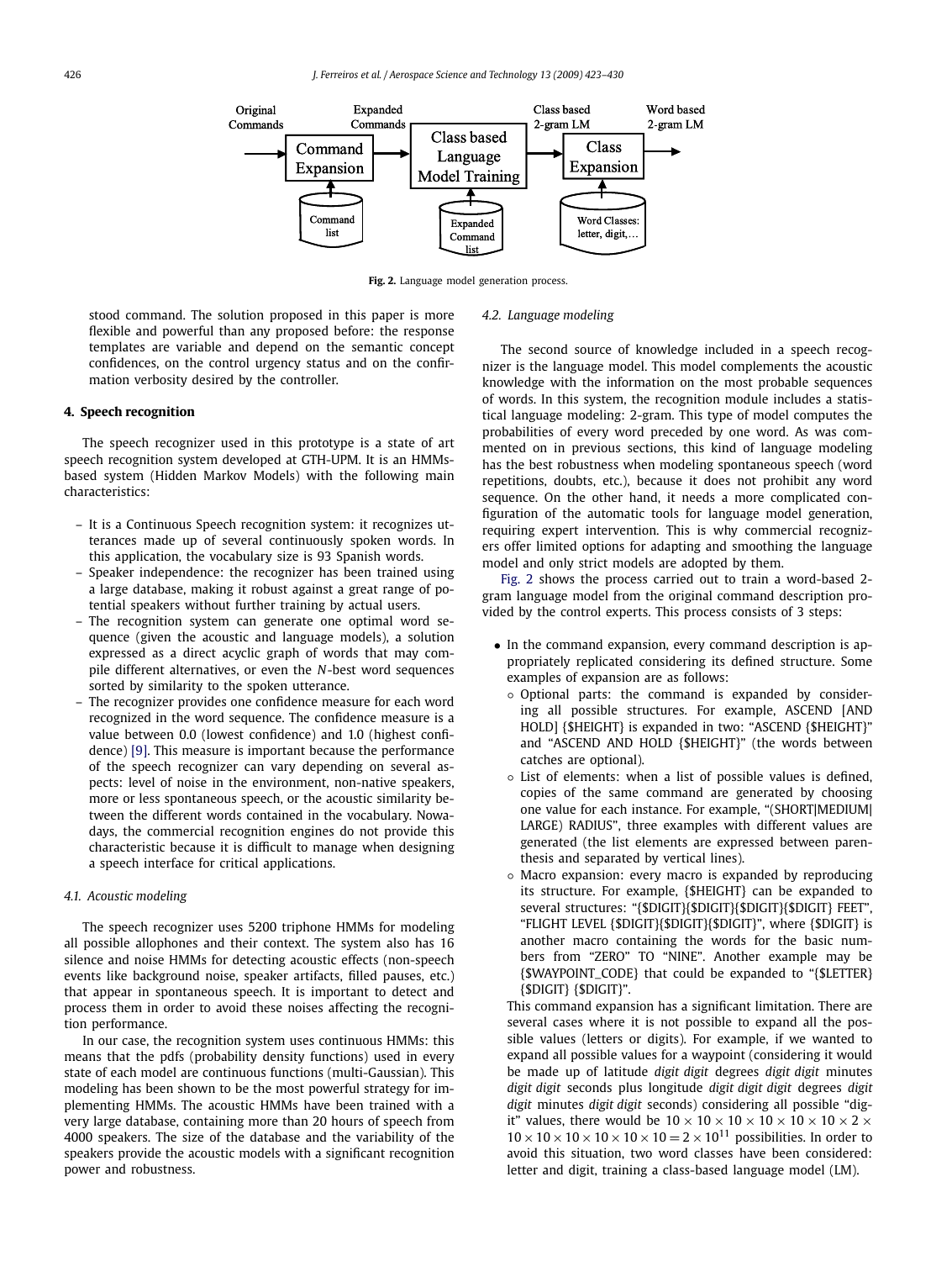Original Commands

Expanded Commands

Class based 2-gram LM

Word based 2-gram LM

Command Expansion

Class based Language Model Training

Class Expansion

Command list

Expanded Command list

Word Classes: letter, digit,…

**Fig. 2.** Language model generation process.

stood command. The solution proposed in this paper is more flexible and powerful than any proposed before: the response templates are variable and depend on the semantic concept confidences, on the control urgency status and on the confirmation verbosity desired by the controller.

## 4. Speech recognition

The speech recognizer used in this prototype is a state of art speech recognition system developed at GTH-UPM. It is an HMMs-based system (Hidden Markov Models) with the following main characteristics:

- It is a Continuous Speech recognition system: it recognizes utterances made up of several continuously spoken words. In this application, the vocabulary size is 93 Spanish words.
- Speaker independence: the recognizer has been trained using a large database, making it robust against a great range of potential speakers without further training by actual users.
- The recognition system can generate one optimal word sequence (given the acoustic and language models), a solution expressed as a direct acyclic graph of words that may compile different alternatives, or even the *N*-best word sequences sorted by similarity to the spoken utterance.
- The recognizer provides one confidence measure for each word recognized in the word sequence. The confidence measure is a value between 0.0 (lowest confidence) and 1.0 (highest confidence) [9]. This measure is important because the performance of the speech recognizer can vary depending on several aspects: level of noise in the environment, non-native speakers, more or less spontaneous speech, or the acoustic similarity between the different words contained in the vocabulary. Nowadays, the commercial recognition engines do not provide this characteristic because it is difficult to manage when designing a speech interface for critical applications.

### 4.1. Acoustic modeling

The speech recognizer uses 5200 triphone HMMs for modeling all possible allophones and their context. The system also has 16 silence and noise HMMs for detecting acoustic effects (non-speech events like background noise, speaker artifacts, filled pauses, etc.) that appear in spontaneous speech. It is important to detect and process them in order to avoid these noises affecting the recognition performance.

In our case, the recognition system uses continuous HMMs: this means that the pdfs (probability density functions) used in every state of each model are continuous functions (multi-Gaussian). This modeling has been shown to be the most powerful strategy for implementing HMMs. The acoustic HMMs have been trained with a very large database, containing more than 20 hours of speech from 4000 speakers. The size of the database and the variability of the speakers provide the acoustic models with a significant recognition power and robustness.

### 4.2. Language modeling

The second source of knowledge included in a speech recognizer is the language model. This model complements the acoustic knowledge with the information on the most probable sequences of words. In this system, the recognition module includes a statistical language modeling: 2-gram. This type of model computes the probabilities of every word preceded by one word. As was commented on in previous sections, this kind of language modeling has the best robustness when modeling spontaneous speech (word repetitions, doubts, etc.), because it does not prohibit any word sequence. On the other hand, it needs a more complicated configuration of the automatic tools for language model generation, requiring expert intervention. This is why commercial recognizers offer limited options for adapting and smoothing the language model and only strict models are adopted by them.

Fig. 2 shows the process carried out to train a word-based 2-gram language model from the original command description provided by the control experts. This process consists of 3 steps:

- In the command expansion, every command description is appropriately replicated considering its defined structure. Some examples of expansion are as follows:
  - Optional parts: the command is expanded by considering all possible structures. For example, ASCEND [AND HOLD] {$HEIGHT} is expanded in two: "ASCEND {$HEIGHT}" and "ASCEND AND HOLD {$HEIGHT}" (the words between catches are optional).
  - List of elements: when a list of possible values is defined, copies of the same command are generated by choosing one value for each instance. For example, "(SHORT|MEDIUM|LARGE) RADIUS", three examples with different values are generated (the list elements are expressed between parenthesis and separated by vertical lines).
  - Macro expansion: every macro is expanded by reproducing its structure. For example, {$HEIGHT} can be expanded to several structures: "{$DIGIT}{$DIGIT}{$DIGIT}{$DIGIT} FEET", "FLIGHT LEVEL {$DIGIT}{$DIGIT}{$DIGIT}", where {$DIGIT} is another macro containing the words for the basic numbers from "ZERO" TO "NINE". Another example may be {$WAYPOINT_CODE} that could be expanded to "{$LETTER} {$DIGIT} {$DIGIT}".

  This command expansion has a significant limitation. There are several cases where it is not possible to expand all the possible values (letters or digits). For example, if we wanted to expand all possible values for a waypoint (considering it would be made up of latitude *digit digit* degrees *digit digit* minutes *digit digit* seconds plus longitude *digit digit digit* degrees *digit digit* minutes *digit digit* seconds) considering all possible "digit" values, there would be $10 \times 10 \times 10 \times 10 \times 10 \times 10 \times 2 \times 10 \times 10 \times 10 \times 10 \times 10 \times 10 = 2 \times 10^{11}$ possibilities. In order to avoid this situation, two word classes have been considered: letter and digit, training a class-based language model (LM).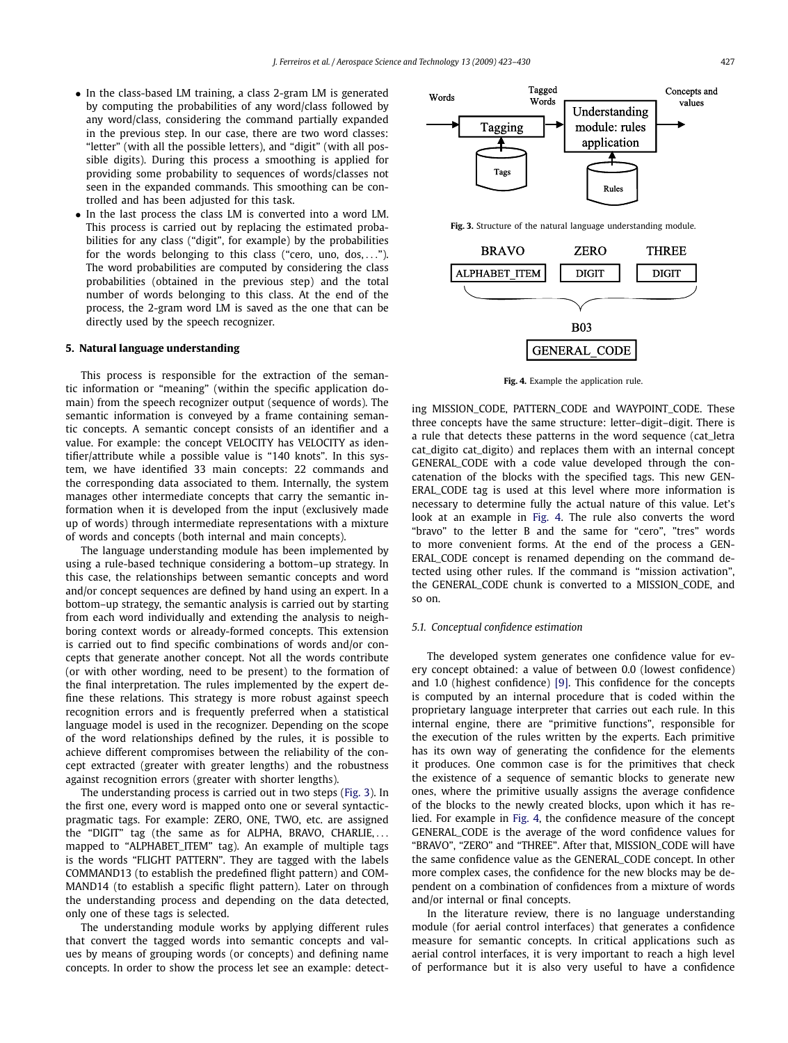- In the class-based LM training, a class 2-gram LM is generated by computing the probabilities of any word/class followed by any word/class, considering the command partially expanded in the previous step. In our case, there are two word classes: "letter" (with all the possible letters), and "digit" (with all possible digits). During this process a smoothing is applied for providing some probability to sequences of words/classes not seen in the expanded commands. This smoothing can be controlled and has been adjusted for this task.
- In the last process the class LM is converted into a word LM. This process is carried out by replacing the estimated probabilities for any class ("digit", for example) by the probabilities for the words belonging to this class ("cero, uno, dos, ..."). The word probabilities are computed by considering the class probabilities (obtained in the previous step) and the total number of words belonging to this class. At the end of the process, the 2-gram word LM is saved as the one that can be directly used by the speech recognizer.

## 5. Natural language understanding

This process is responsible for the extraction of the semantic information or "meaning" (within the specific application domain) from the speech recognizer output (sequence of words). The semantic information is conveyed by a frame containing semantic concepts. A semantic concept consists of an identifier and a value. For example: the concept VELOCITY has VELOCITY as identifier/attribute while a possible value is "140 knots". In this system, we have identified 33 main concepts: 22 commands and the corresponding data associated to them. Internally, the system manages other intermediate concepts that carry the semantic information when it is developed from the input (exclusively made up of words) through intermediate representations with a mixture of words and concepts (both internal and main concepts).

The language understanding module has been implemented by using a rule-based technique considering a bottom–up strategy. In this case, the relationships between semantic concepts and word and/or concept sequences are defined by hand using an expert. In a bottom–up strategy, the semantic analysis is carried out by starting from each word individually and extending the analysis to neighboring context words or already-formed concepts. This extension is carried out to find specific combinations of words and/or concepts that generate another concept. Not all the words contribute (or with other wording, need to be present) to the formation of the final interpretation. The rules implemented by the expert define these relations. This strategy is more robust against speech recognition errors and is frequently preferred when a statistical language model is used in the recognizer. Depending on the scope of the word relationships defined by the rules, it is possible to achieve different compromises between the reliability of the concept extracted (greater with greater lengths) and the robustness against recognition errors (greater with shorter lengths).

The understanding process is carried out in two steps (Fig. 3). In the first one, every word is mapped onto one or several syntactic-pragmatic tags. For example: ZERO, ONE, TWO, etc. are assigned the "DIGIT" tag (the same as for ALPHA, BRAVO, CHARLIE, ... mapped to "ALPHABET_ITEM" tag). An example of multiple tags is the words "FLIGHT PATTERN". They are tagged with the labels COMMAND13 (to establish the predefined flight pattern) and COMMAND14 (to establish a specific flight pattern). Later on through the understanding process and depending on the data detected, only one of these tags is selected.

The understanding module works by applying different rules that convert the tagged words into semantic concepts and values by means of grouping words (or concepts) and defining name concepts. In order to show the process let see an example: detecting MISSION_CODE, PATTERN_CODE and WAYPOINT_CODE. These three concepts have the same structure: letter–digit–digit. There is a rule that detects these patterns in the word sequence (cat_letra cat_digito cat_digito) and replaces them with an internal concept GENERAL_CODE with a code value developed through the concatenation of the blocks with the specified tags. This new GENERAL_CODE tag is used at this level where more information is necessary to determine fully the actual nature of this value. Let's look at an example in Fig. 4. The rule also converts the word "bravo" to the letter B and the same for "cero", "tres" words to more convenient forms. At the end of the process a GENERAL_CODE concept is renamed depending on the command detected using other rules. If the command is "mission activation", the GENERAL_CODE chunk is converted to a MISSION_CODE, and so on.

Words
Tagged Words
Concepts and values
Tagging
Understanding module: rules application
Tags
Rules

**Fig. 3.** Structure of the natural language understanding module.

BRAVO
ZERO
THREE
ALPHABET_ITEM
DIGIT
DIGIT
B03
GENERAL_CODE

**Fig. 4.** Example the application rule.

### 5.1. Conceptual confidence estimation

The developed system generates one confidence value for every concept obtained: a value of between 0.0 (lowest confidence) and 1.0 (highest confidence) [9]. This confidence for the concepts is computed by an internal procedure that is coded within the proprietary language interpreter that carries out each rule. In this internal engine, there are "primitive functions", responsible for the execution of the rules written by the experts. Each primitive has its own way of generating the confidence for the elements it produces. One common case is for the primitives that check the existence of a sequence of semantic blocks to generate new ones, where the primitive usually assigns the average confidence of the blocks to the newly created blocks, upon which it has relied. For example in Fig. 4, the confidence measure of the concept GENERAL_CODE is the average of the word confidence values for "BRAVO", "ZERO" and "THREE". After that, MISSION_CODE will have the same confidence value as the GENERAL_CODE concept. In other more complex cases, the confidence for the new blocks may be dependent on a combination of confidences from a mixture of words and/or internal or final concepts.

In the literature review, there is no language understanding module (for aerial control interfaces) that generates a confidence measure for semantic concepts. In critical applications such as aerial control interfaces, it is very important to reach a high level of performance but it is also very useful to have a confidence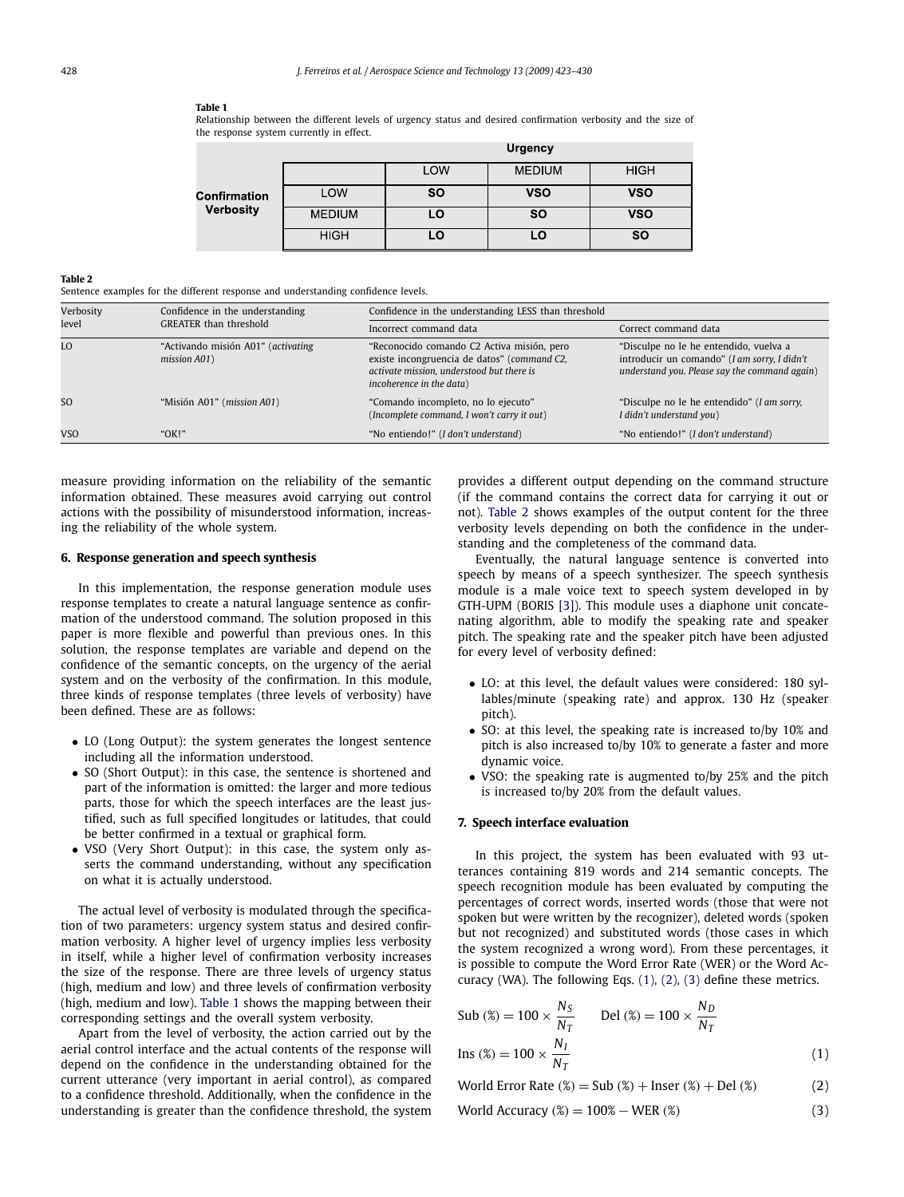**Table 1**
Relationship between the different levels of urgency status and desired confirmation verbosity and the size of the response system currently in effect.

| | | Urgency | | |
|---|---|---|---|---|
| **Confirmation Verbosity** | | LOW | MEDIUM | HIGH |
| | LOW | **SO** | **VSO** | **VSO** |
| | MEDIUM | **LO** | **SO** | **VSO** |
| | HIGH | **LO** | **LO** | **SO** |

**Table 2**
Sentence examples for the different response and understanding confidence levels.

| Verbosity level | Confidence in the understanding GREATER than threshold | Confidence in the understanding LESS than threshold | |
|---|---|---|---|
| | | Incorrect command data | Correct command data |
| LO | "Activando misión A01" (*activating mission A01*) | "Reconocido comando C2 Activa misión, pero existe incongruencia de datos" (*command C2, activate mission, understood but there is incoherence in the data*) | "Disculpe no le he entendido, vuelva a introducir un comando" (*I am sorry, I didn't understand you. Please say the command again*) |
| SO | "Misión A01" (*mission A01*) | "Comando incompleto, no lo ejecuto" (*Incomplete command, I won't carry it out*) | "Disculpe no le he entendido" (*I am sorry, I didn't understand you*) |
| VSO | "OK!" | "No entiendo!" (*I don't understand*) | "No entiendo!" (*I don't understand*) |

measure providing information on the reliability of the semantic information obtained. These measures avoid carrying out control actions with the possibility of misunderstood information, increasing the reliability of the whole system.

## 6. Response generation and speech synthesis

In this implementation, the response generation module uses response templates to create a natural language sentence as confirmation of the understood command. The solution proposed in this paper is more flexible and powerful than previous ones. In this solution, the response templates are variable and depend on the confidence of the semantic concepts, on the urgency of the aerial system and on the verbosity of the confirmation. In this module, three kinds of response templates (three levels of verbosity) have been defined. These are as follows:

- LO (Long Output): the system generates the longest sentence including all the information understood.
- SO (Short Output): in this case, the sentence is shortened and part of the information is omitted: the larger and more tedious parts, those for which the speech interfaces are the least justified, such as full specified longitudes or latitudes, that could be better confirmed in a textual or graphical form.
- VSO (Very Short Output): in this case, the system only asserts the command understanding, without any specification on what it is actually understood.

The actual level of verbosity is modulated through the specification of two parameters: urgency system status and desired confirmation verbosity. A higher level of urgency implies less verbosity in itself, while a higher level of confirmation verbosity increases the size of the response. There are three levels of urgency status (high, medium and low) and three levels of confirmation verbosity (high, medium and low). Table 1 shows the mapping between their corresponding settings and the overall system verbosity.

Apart from the level of verbosity, the action carried out by the aerial control interface and the actual contents of the response will depend on the confidence in the understanding obtained for the current utterance (very important in aerial control), as compared to a confidence threshold. Additionally, when the confidence in the understanding is greater than the confidence threshold, the system provides a different output depending on the command structure (if the command contains the correct data for carrying it out or not). Table 2 shows examples of the output content for the three verbosity levels depending on both the confidence in the understanding and the completeness of the command data.

Eventually, the natural language sentence is converted into speech by means of a speech synthesizer. The speech synthesis module is a male voice text to speech system developed in by GTH-UPM (BORIS [3]). This module uses a diaphone unit concatenating algorithm, able to modify the speaking rate and speaker pitch. The speaking rate and the speaker pitch have been adjusted for every level of verbosity defined:

- LO: at this level, the default values were considered: 180 syllables/minute (speaking rate) and approx. 130 Hz (speaker pitch).
- SO: at this level, the speaking rate is increased to/by 10% and pitch is also increased to/by 10% to generate a faster and more dynamic voice.
- VSO: the speaking rate is augmented to/by 25% and the pitch is increased to/by 20% from the default values.

## 7. Speech interface evaluation

In this project, the system has been evaluated with 93 utterances containing 819 words and 214 semantic concepts. The speech recognition module has been evaluated by computing the percentages of correct words, inserted words (those that were not spoken but were written by the recognizer), deleted words (spoken but not recognized) and substituted words (those cases in which the system recognized a wrong word). From these percentages, it is possible to compute the Word Error Rate (WER) or the Word Accuracy (WA). The following Eqs. (1), (2), (3) define these metrics.

$$\text{Sub}\ (\%) = 100 \times \frac{N_S}{N_T} \qquad \text{Del}\ (\%) = 100 \times \frac{N_D}{N_T}$$

$$\text{Ins}\ (\%) = 100 \times \frac{N_I}{N_T} \tag{1}$$

$$\text{World Error Rate}\ (\%) = \text{Sub}\ (\%) + \text{Inser}\ (\%) + \text{Del}\ (\%) \tag{2}$$

$$\text{World Accuracy}\ (\%) = 100\% - \text{WER}\ (\%) \tag{3}$$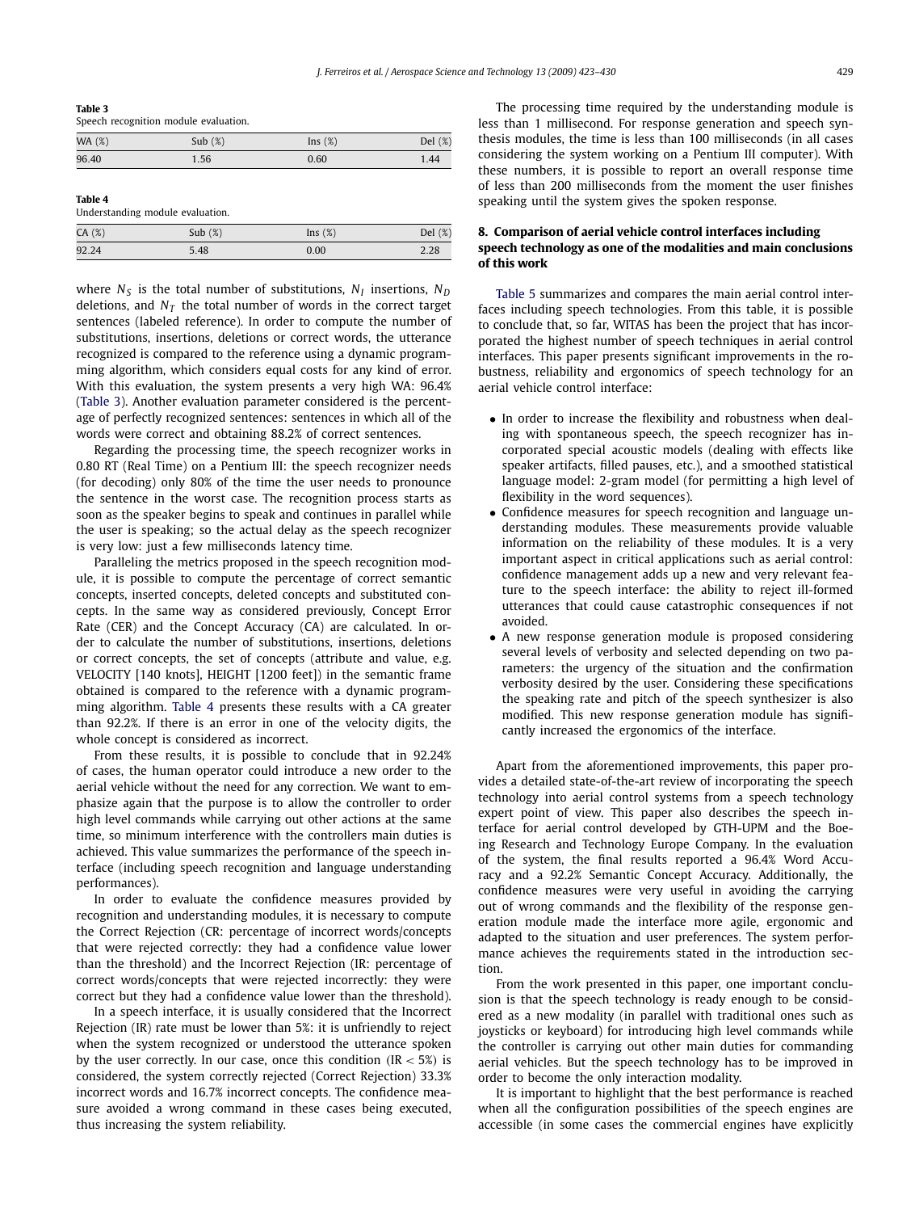**Table 3**
Speech recognition module evaluation.

| WA (%) | Sub (%) | Ins (%) | Del (%) |
|---|---|---|---|
| 96.40 | 1.56 | 0.60 | 1.44 |

**Table 4**
Understanding module evaluation.

| CA (%) | Sub (%) | Ins (%) | Del (%) |
|---|---|---|---|
| 92.24 | 5.48 | 0.00 | 2.28 |

where $N_S$ is the total number of substitutions, $N_I$ insertions, $N_D$ deletions, and $N_T$ the total number of words in the correct target sentences (labeled reference). In order to compute the number of substitutions, insertions, deletions or correct words, the utterance recognized is compared to the reference using a dynamic programming algorithm, which considers equal costs for any kind of error. With this evaluation, the system presents a very high WA: 96.4% (Table 3). Another evaluation parameter considered is the percentage of perfectly recognized sentences: sentences in which all of the words were correct and obtaining 88.2% of correct sentences.

Regarding the processing time, the speech recognizer works in 0.80 RT (Real Time) on a Pentium III: the speech recognizer needs (for decoding) only 80% of the time the user needs to pronounce the sentence in the worst case. The recognition process starts as soon as the speaker begins to speak and continues in parallel while the user is speaking; so the actual delay as the speech recognizer is very low: just a few milliseconds latency time.

Paralleling the metrics proposed in the speech recognition module, it is possible to compute the percentage of correct semantic concepts, inserted concepts, deleted concepts and substituted concepts. In the same way as considered previously, Concept Error Rate (CER) and the Concept Accuracy (CA) are calculated. In order to calculate the number of substitutions, insertions, deletions or correct concepts, the set of concepts (attribute and value, e.g. VELOCITY [140 knots], HEIGHT [1200 feet]) in the semantic frame obtained is compared to the reference with a dynamic programming algorithm. Table 4 presents these results with a CA greater than 92.2%. If there is an error in one of the velocity digits, the whole concept is considered as incorrect.

From these results, it is possible to conclude that in 92.24% of cases, the human operator could introduce a new order to the aerial vehicle without the need for any correction. We want to emphasize again that the purpose is to allow the controller to order high level commands while carrying out other actions at the same time, so minimum interference with the controllers main duties is achieved. This value summarizes the performance of the speech interface (including speech recognition and language understanding performances).

In order to evaluate the confidence measures provided by recognition and understanding modules, it is necessary to compute the Correct Rejection (CR: percentage of incorrect words/concepts that were rejected correctly: they had a confidence value lower than the threshold) and the Incorrect Rejection (IR: percentage of correct words/concepts that were rejected incorrectly: they were correct but they had a confidence value lower than the threshold).

In a speech interface, it is usually considered that the Incorrect Rejection (IR) rate must be lower than 5%: it is unfriendly to reject when the system recognized or understood the utterance spoken by the user correctly. In our case, once this condition (IR < 5%) is considered, the system correctly rejected (Correct Rejection) 33.3% incorrect words and 16.7% incorrect concepts. The confidence measure avoided a wrong command in these cases being executed, thus increasing the system reliability.

The processing time required by the understanding module is less than 1 millisecond. For response generation and speech synthesis modules, the time is less than 100 milliseconds (in all cases considering the system working on a Pentium III computer). With these numbers, it is possible to report an overall response time of less than 200 milliseconds from the moment the user finishes speaking until the system gives the spoken response.

## 8. Comparison of aerial vehicle control interfaces including speech technology as one of the modalities and main conclusions of this work

Table 5 summarizes and compares the main aerial control interfaces including speech technologies. From this table, it is possible to conclude that, so far, WITAS has been the project that has incorporated the highest number of speech techniques in aerial control interfaces. This paper presents significant improvements in the robustness, reliability and ergonomics of speech technology for an aerial vehicle control interface:

- In order to increase the flexibility and robustness when dealing with spontaneous speech, the speech recognizer has incorporated special acoustic models (dealing with effects like speaker artifacts, filled pauses, etc.), and a smoothed statistical language model: 2-gram model (for permitting a high level of flexibility in the word sequences).
- Confidence measures for speech recognition and language understanding modules. These measurements provide valuable information on the reliability of these modules. It is a very important aspect in critical applications such as aerial control: confidence management adds up a new and very relevant feature to the speech interface: the ability to reject ill-formed utterances that could cause catastrophic consequences if not avoided.
- A new response generation module is proposed considering several levels of verbosity and selected depending on two parameters: the urgency of the situation and the confirmation verbosity desired by the user. Considering these specifications the speaking rate and pitch of the speech synthesizer is also modified. This new response generation module has significantly increased the ergonomics of the interface.

Apart from the aforementioned improvements, this paper provides a detailed state-of-the-art review of incorporating the speech technology into aerial control systems from a speech technology expert point of view. This paper also describes the speech interface for aerial control developed by GTH-UPM and the Boeing Research and Technology Europe Company. In the evaluation of the system, the final results reported a 96.4% Word Accuracy and a 92.2% Semantic Concept Accuracy. Additionally, the confidence measures were very useful in avoiding the carrying out of wrong commands and the flexibility of the response generation module made the interface more agile, ergonomic and adapted to the situation and user preferences. The system performance achieves the requirements stated in the introduction section.

From the work presented in this paper, one important conclusion is that the speech technology is ready enough to be considered as a new modality (in parallel with traditional ones such as joysticks or keyboard) for introducing high level commands while the controller is carrying out other main duties for commanding aerial vehicles. But the speech technology has to be improved in order to become the only interaction modality.

It is important to highlight that the best performance is reached when all the configuration possibilities of the speech engines are accessible (in some cases the commercial engines have explicitly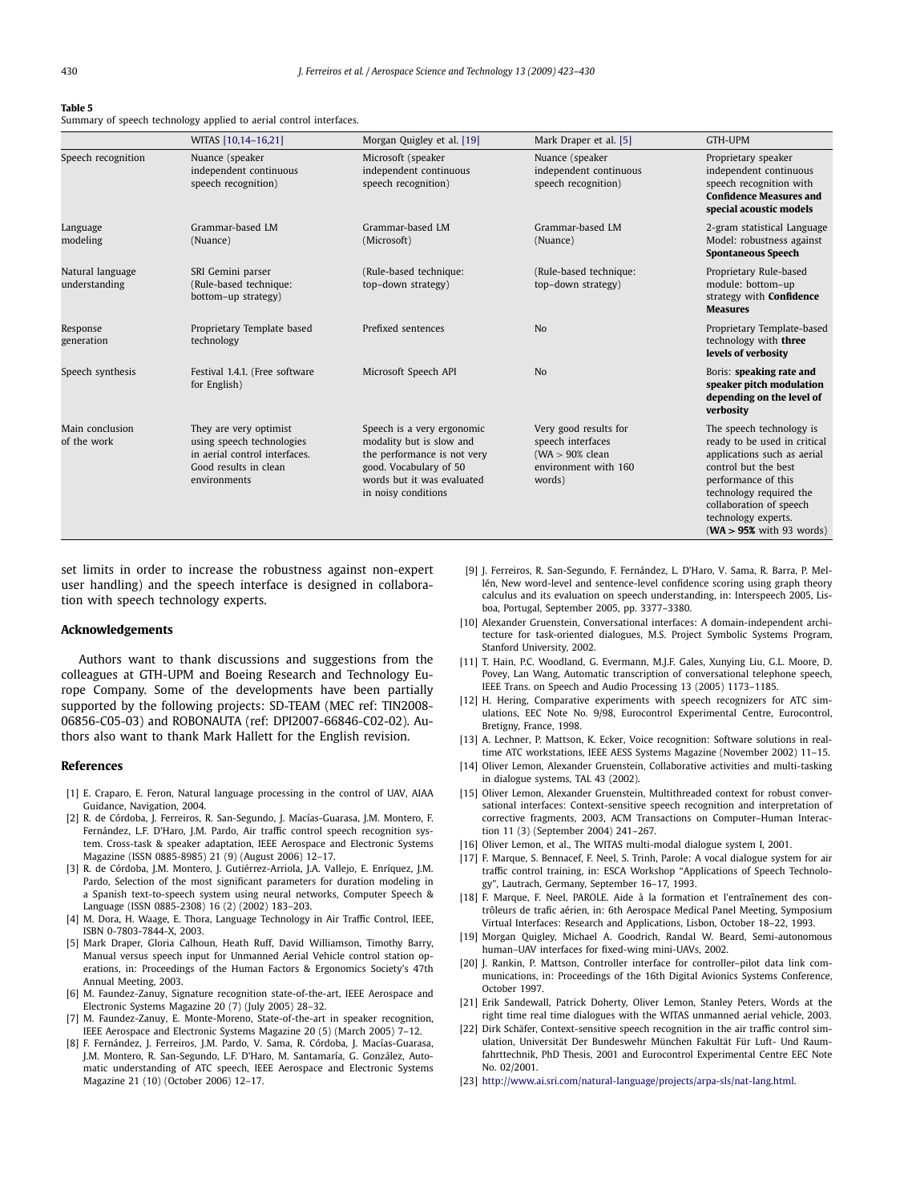**Table 5**
Summary of speech technology applied to aerial control interfaces.

| | WITAS [10,14–16,21] | Morgan Quigley et al. [19] | Mark Draper et al. [5] | GTH-UPM |
|---|---|---|---|---|
| Speech recognition | Nuance (speaker independent continuous speech recognition) | Microsoft (speaker independent continuous speech recognition) | Nuance (speaker independent continuous speech recognition) | Proprietary speaker independent continuous speech recognition with **Confidence Measures and special acoustic models** |
| Language modeling | Grammar-based LM (Nuance) | Grammar-based LM (Microsoft) | Grammar-based LM (Nuance) | 2-gram statistical Language Model: robustness against **Spontaneous Speech** |
| Natural language understanding | SRI Gemini parser (Rule-based technique: bottom–up strategy) | (Rule-based technique: top–down strategy) | (Rule-based technique: top–down strategy) | Proprietary Rule-based module: bottom–up strategy with **Confidence Measures** |
| Response generation | Proprietary Template based technology | Prefixed sentences | No | Proprietary Template-based technology with **three levels of verbosity** |
| Speech synthesis | Festival 1.4.1. (Free software for English) | Microsoft Speech API | No | Boris: **speaking rate and speaker pitch modulation depending on the level of verbosity** |
| Main conclusion of the work | They are very optimist using speech technologies in aerial control interfaces. Good results in clean environments | Speech is a very ergonomic modality but is slow and the performance is not very good. Vocabulary of 50 words but it was evaluated in noisy conditions | Very good results for speech interfaces (WA > 90% clean environment with 160 words) | The speech technology is ready to be used in critical applications such as aerial control but the best performance of this technology required the collaboration of speech technology experts. (**WA > 95%** with 93 words) |

set limits in order to increase the robustness against non-expert user handling) and the speech interface is designed in collaboration with speech technology experts.

## Acknowledgements

Authors want to thank discussions and suggestions from the colleagues at GTH-UPM and Boeing Research and Technology Europe Company. Some of the developments have been partially supported by the following projects: SD-TEAM (MEC ref: TIN2008-06856-C05-03) and ROBONAUTA (ref: DPI2007-66846-C02-02). Authors also want to thank Mark Hallett for the English revision.

## References

[1] E. Craparo, E. Feron, Natural language processing in the control of UAV, AIAA Guidance, Navigation, 2004.

[2] R. de Córdoba, J. Ferreiros, R. San-Segundo, J. Macías-Guarasa, J.M. Montero, F. Fernández, L.F. D'Haro, J.M. Pardo, Air traffic control speech recognition system. Cross-task & speaker adaptation, IEEE Aerospace and Electronic Systems Magazine (ISSN 0885-8985) 21 (9) (August 2006) 12–17.

[3] R. de Córdoba, J.M. Montero, J. Gutiérrez-Arriola, J.A. Vallejo, E. Enríquez, J.M. Pardo, Selection of the most significant parameters for duration modeling in a Spanish text-to-speech system using neural networks, Computer Speech & Language (ISSN 0885-2308) 16 (2) (2002) 183–203.

[4] M. Dora, H. Waage, E. Thora, Language Technology in Air Traffic Control, IEEE, ISBN 0-7803-7844-X, 2003.

[5] Mark Draper, Gloria Calhoun, Heath Ruff, David Williamson, Timothy Barry, Manual versus speech input for Unmanned Aerial Vehicle control station operations, in: Proceedings of the Human Factors & Ergonomics Society's 47th Annual Meeting, 2003.

[6] M. Faundez-Zanuy, Signature recognition state-of-the-art, IEEE Aerospace and Electronic Systems Magazine 20 (7) (July 2005) 28–32.

[7] M. Faundez-Zanuy, E. Monte-Moreno, State-of-the-art in speaker recognition, IEEE Aerospace and Electronic Systems Magazine 20 (5) (March 2005) 7–12.

[8] F. Fernández, J. Ferreiros, J.M. Pardo, V. Sama, R. Córdoba, J. Macías-Guarasa, J.M. Montero, R. San-Segundo, L.F. D'Haro, M. Santamaría, G. González, Automatic understanding of ATC speech, IEEE Aerospace and Electronic Systems Magazine 21 (10) (October 2006) 12–17.

[9] J. Ferreiros, R. San-Segundo, F. Fernández, L. D'Haro, V. Sama, R. Barra, P. Mellén, New word-level and sentence-level confidence scoring using graph theory calculus and its evaluation on speech understanding, in: Interspeech 2005, Lisboa, Portugal, September 2005, pp. 3377–3380.

[10] Alexander Gruenstein, Conversational interfaces: A domain-independent architecture for task-oriented dialogues, M.S. Project Symbolic Systems Program, Stanford University, 2002.

[11] T. Hain, P.C. Woodland, G. Evermann, M.J.F. Gales, Xunying Liu, G.L. Moore, D. Povey, Lan Wang, Automatic transcription of conversational telephone speech, IEEE Trans. on Speech and Audio Processing 13 (2005) 1173–1185.

[12] H. Hering, Comparative experiments with speech recognizers for ATC simulations, EEC Note No. 9/98, Eurocontrol Experimental Centre, Eurocontrol, Bretigny, France, 1998.

[13] A. Lechner, P. Mattson, K. Ecker, Voice recognition: Software solutions in real-time ATC workstations, IEEE AESS Systems Magazine (November 2002) 11–15.

[14] Oliver Lemon, Alexander Gruenstein, Collaborative activities and multi-tasking in dialogue systems, TAL 43 (2002).

[15] Oliver Lemon, Alexander Gruenstein, Multithreaded context for robust conversational interfaces: Context-sensitive speech recognition and interpretation of corrective fragments, 2003, ACM Transactions on Computer–Human Interaction 11 (3) (September 2004) 241–267.

[16] Oliver Lemon, et al., The WITAS multi-modal dialogue system I, 2001.

[17] F. Marque, S. Bennacef, F. Neel, S. Trinh, Parole: A vocal dialogue system for air traffic control training, in: ESCA Workshop "Applications of Speech Technology", Lautrach, Germany, September 16–17, 1993.

[18] F. Marque, F. Neel, PAROLE. Aide à la formation et l'entraînement des contrôleurs de trafic aérien, in: 6th Aerospace Medical Panel Meeting, Symposium Virtual Interfaces: Research and Applications, Lisbon, October 18–22, 1993.

[19] Morgan Quigley, Michael A. Goodrich, Randal W. Beard, Semi-autonomous human–UAV interfaces for fixed-wing mini-UAVs, 2002.

[20] J. Rankin, P. Mattson, Controller interface for controller–pilot data link communications, in: Proceedings of the 16th Digital Avionics Systems Conference, October 1997.

[21] Erik Sandewall, Patrick Doherty, Oliver Lemon, Stanley Peters, Words at the right time real time dialogues with the WITAS unmanned aerial vehicle, 2003.

[22] Dirk Schäfer, Context-sensitive speech recognition in the air traffic control simulation, Universität Der Bundeswehr München Fakultät Für Luft- Und Raumfahrttechnik, PhD Thesis, 2001 and Eurocontrol Experimental Centre EEC Note No. 02/2001.

[23] http://www.ai.sri.com/natural-language/projects/arpa-sls/nat-lang.html.